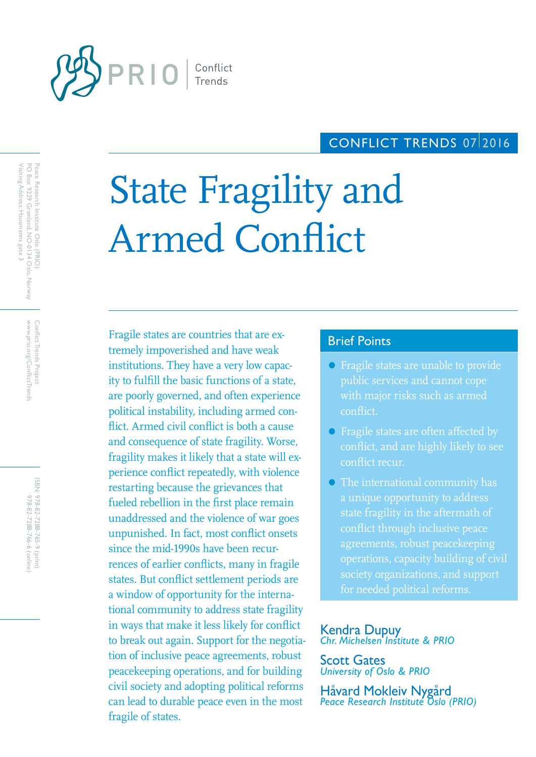PRIO | Conflict Trends

CONFLICT TRENDS 07|2016

Peace Research Institute Oslo (PRIO)
PO Box 9229 Grønland, NO-0134 Oslo, Norway
Visiting Address: Hausmanns gate 3

Conflict Trends Project
www.prio.org/ConflictTrends

ISBN: 978-82-7288-765-9 (print)
978-82-7288-766-6 (online)

# State Fragility and Armed Conflict

Fragile states are countries that are extremely impoverished and have weak institutions. They have a very low capacity to fulfill the basic functions of a state, are poorly governed, and often experience political instability, including armed conflict. Armed civil conflict is both a cause and consequence of state fragility. Worse, fragility makes it likely that a state will experience conflict repeatedly, with violence restarting because the grievances that fueled rebellion in the first place remain unaddressed and the violence of war goes unpunished. In fact, most conflict onsets since the mid-1990s have been recurrences of earlier conflicts, many in fragile states. But conflict settlement periods are a window of opportunity for the international community to address state fragility in ways that make it less likely for conflict to break out again. Support for the negotiation of inclusive peace agreements, robust peacekeeping operations, and for building civil society and adopting political reforms can lead to durable peace even in the most fragile of states.

## Brief Points

- Fragile states are unable to provide public services and cannot cope with major risks such as armed conflict.
- Fragile states are often affected by conflict, and are highly likely to see conflict recur.
- The international community has a unique opportunity to address state fragility in the aftermath of conflict through inclusive peace agreements, robust peacekeeping operations, capacity building of civil society organizations, and support for needed political reforms.

**Kendra Dupuy**
*Chr. Michelsen Institute & PRIO*

**Scott Gates**
*University of Oslo & PRIO*

**Håvard Mokleiv Nygård**
*Peace Research Institute Oslo (PRIO)*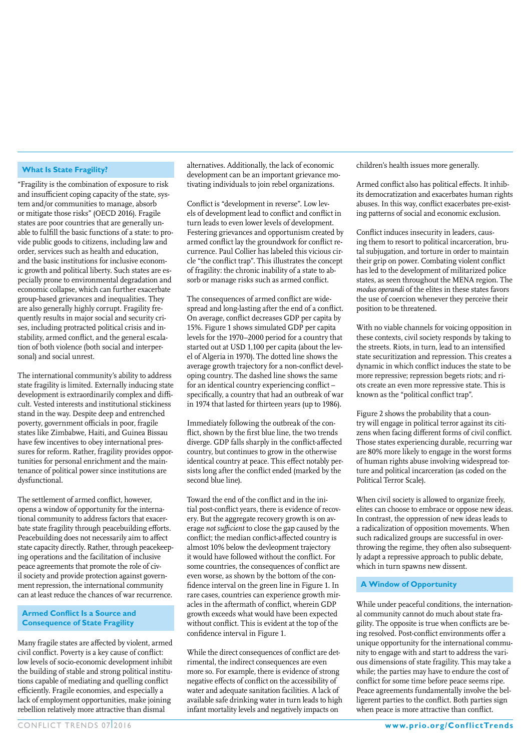## What Is State Fragility?

"Fragility is the combination of exposure to risk and insufficient coping capacity of the state, system and/or communities to manage, absorb or mitigate those risks" (OECD 2016). Fragile states are poor countries that are generally unable to fulfill the basic functions of a state: to provide public goods to citizens, including law and order, services such as health and education, and the basic institutions for inclusive economic growth and political liberty. Such states are especially prone to environmental degradation and economic collapse, which can further exacerbate group-based grievances and inequalities. They are also generally highly corrupt. Fragility frequently results in major social and security crises, including protracted political crisis and instability, armed conflict, and the general escalation of both violence (both social and interpersonal) and social unrest.

The international community's ability to address state fragility is limited. Externally inducing state development is extraordinarily complex and difficult. Vested interests and institutional stickiness stand in the way. Despite deep and entrenched poverty, government officials in poor, fragile states like Zimbabwe, Haiti, and Guinea Bissau have few incentives to obey international pressures for reform. Rather, fragility provides opportunities for personal enrichment and the maintenance of political power since institutions are dysfunctional.

The settlement of armed conflict, however, opens a window of opportunity for the international community to address factors that exacerbate state fragility through peacebuilding efforts. Peacebuilding does not necessarily aim to affect state capacity directly. Rather, through peacekeeping operations and the facilitation of inclusive peace agreements that promote the role of civil society and provide protection against government repression, the international community can at least reduce the chances of war recurrence.

## Armed Conflict Is a Source and Consequence of State Fragility

Many fragile states are affected by violent, armed civil conflict. Poverty is a key cause of conflict: low levels of socio-economic development inhibit the building of stable and strong political institutions capable of mediating and quelling conflict efficiently. Fragile economies, and especially a lack of employment opportunities, make joining rebellion relatively more attractive than dismal alternatives. Additionally, the lack of economic development can be an important grievance motivating individuals to join rebel organizations.

Conflict is "development in reverse". Low levels of development lead to conflict and conflict in turn leads to even lower levels of development. Festering grievances and opportunism created by armed conflict lay the groundwork for conflict recurrence. Paul Collier has labeled this vicious circle "the conflict trap". This illustrates the concept of fragility: the chronic inability of a state to absorb or manage risks such as armed conflict.

The consequences of armed conflict are widespread and long-lasting after the end of a conflict. On average, conflict decreases GDP per capita by 15%. Figure 1 shows simulated GDP per capita levels for the 1970–2000 period for a country that started out at USD 1,100 per capita (about the level of Algeria in 1970). The dotted line shows the average growth trajectory for a non-conflict developing country. The dashed line shows the same for an identical country experiencing conflict – specifically, a country that had an outbreak of war in 1974 that lasted for thirteen years (up to 1986).

Immediately following the outbreak of the conflict, shown by the first blue line, the two trends diverge. GDP falls sharply in the conflict-affected country, but continues to grow in the otherwise identical country at peace. This effect notably persists long after the conflict ended (marked by the second blue line).

Toward the end of the conflict and in the initial post-conflict years, there is evidence of recovery. But the aggregate recovery growth is on average *not sufficient* to close the gap caused by the conflict; the median conflict-affected country is almost 10% below the devleopment trajectory it would have followed without the conflict. For some countries, the consequences of conflict are even worse, as shown by the bottom of the confidence interval on the green line in Figure 1. In rare cases, countries can experience growth miracles in the aftermath of conflict, wherein GDP growth exceeds what would have been expected without conflict. This is evident at the top of the confidence interval in Figure 1.

While the direct consequences of conflict are detrimental, the indirect consequences are even more so. For example, there is evidence of strong negative effects of conflict on the accessibility of water and adequate sanitation facilities. A lack of available safe drinking water in turn leads to high infant mortality levels and negatively impacts on children's health issues more generally.

Armed conflict also has political effects. It inhibits democratization and exacerbates human rights abuses. In this way, conflict exacerbates pre-existing patterns of social and economic exclusion.

Conflict induces insecurity in leaders, causing them to resort to political incarceration, brutal subjugation, and torture in order to maintain their grip on power. Combating violent conflict has led to the development of militarized police states, as seen throughout the MENA region. The *modus operandi* of the elites in these states favors the use of coercion whenever they perceive their position to be threatened.

With no viable channels for voicing opposition in these contexts, civil society responds by taking to the streets. Riots, in turn, lead to an intensified state securitization and repression. This creates a dynamic in which conflict induces the state to be more repressive; repression begets riots; and riots create an even more repressive state. This is known as the "political conflict trap".

Figure 2 shows the probability that a country will engage in political terror against its citizens when facing different forms of civil conflict. Those states experiencing durable, recurring war are 80% more likely to engage in the worst forms of human rights abuse involving widespread torture and political incarceration (as coded on the Political Terror Scale).

When civil society is allowed to organize freely, elites can choose to embrace or oppose new ideas. In contrast, the oppression of new ideas leads to a radicalization of opposition movements. When such radicalized groups are successful in overthrowing the regime, they often also subsequently adapt a repressive approach to public debate, which in turn spawns new dissent.

## A Window of Opportunity

While under peaceful conditions, the international community cannot do much about state fragility. The opposite is true when conflicts are being resolved. Post-conflict environments offer a unique opportunity for the international community to engage with and start to address the various dimensions of state fragility. This may take a while; the parties may have to endure the cost of conflict for some time before peace seems ripe. Peace agreements fundamentally involve the belligerent parties to the conflict. Both parties sign when peace is more attractive than conflict.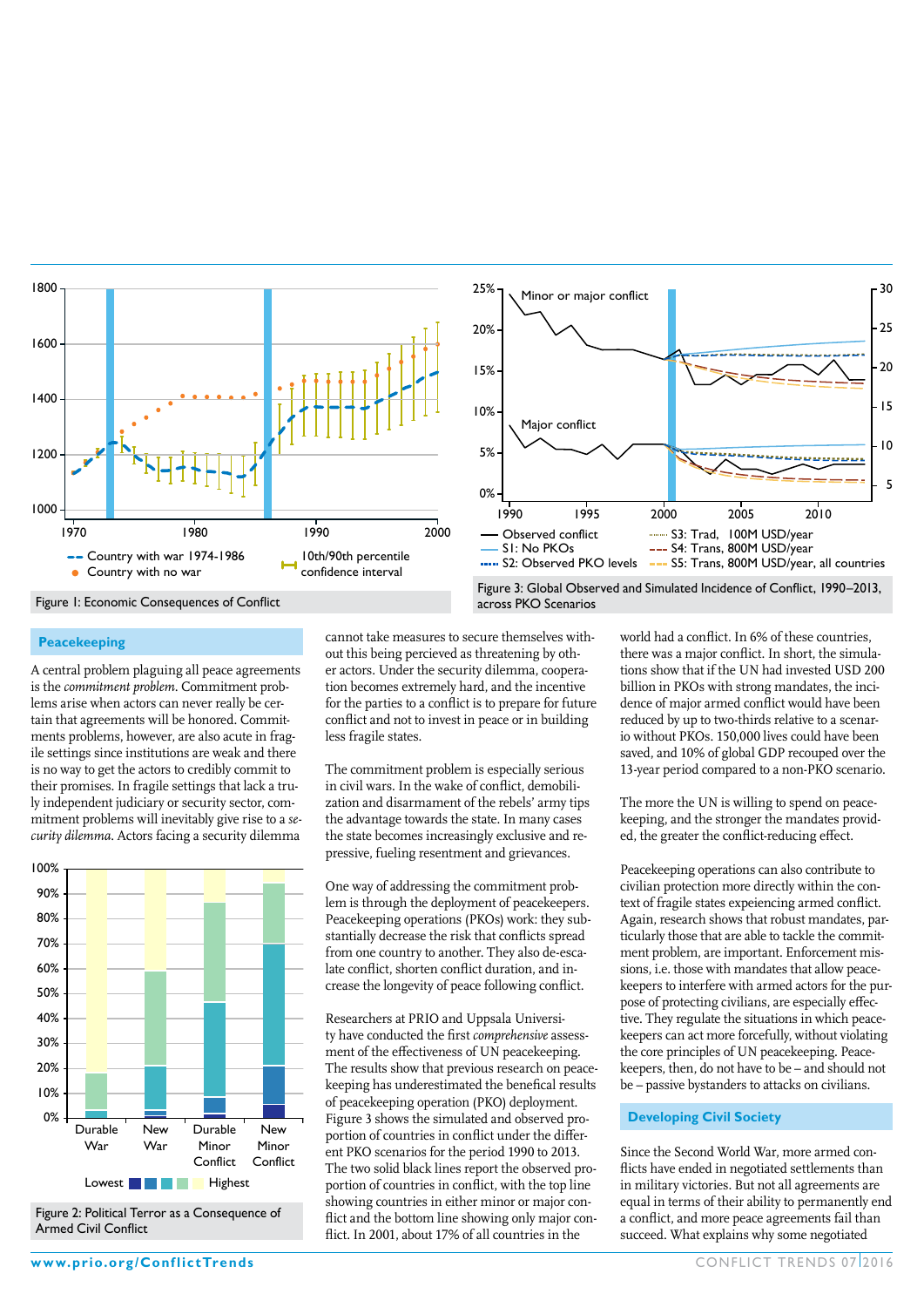Figure 1: Economic Consequences of Conflict

Figure 3: Global Observed and Simulated Incidence of Conflict, 1990–2013, across PKO Scenarios

## Peacekeeping

A central problem plaguing all peace agreements is the *commitment problem*. Commitment problems arise when actors can never really be certain that agreements will be honored. Commitments problems, however, are also acute in fragile settings since institutions are weak and there is no way to get the actors to credibly commit to their promises. In fragile settings that lack a truly independent judiciary or security sector, commitment problems will inevitably give rise to a *security dilemma*. Actors facing a security dilemma cannot take measures to secure themselves without this being percieved as threatening by other actors. Under the security dilemma, cooperation becomes extremely hard, and the incentive for the parties to a conflict is to prepare for future conflict and not to invest in peace or in building less fragile states.

Figure 2: Political Terror as a Consequence of Armed Civil Conflict

The commitment problem is especially serious in civil wars. In the wake of conflict, demobilization and disarmament of the rebels' army tips the advantage towards the state. In many cases the state becomes increasingly exclusive and repressive, fueling resentment and grievances.

One way of addressing the commitment problem is through the deployment of peacekeepers. Peacekeeping operations (PKOs) work: they substantially decrease the risk that conflicts spread from one country to another. They also de-escalate conflict, shorten conflict duration, and increase the longevity of peace following conflict.

Researchers at PRIO and Uppsala University have conducted the first *comprehensive* assessment of the effectiveness of UN peacekeeping. The results show that previous research on peacekeeping has underestimated the benefical results of peacekeeping operation (PKO) deployment. Figure 3 shows the simulated and observed proportion of countries in conflict under the different PKO scenarios for the period 1990 to 2013. The two solid black lines report the observed proportion of countries in conflict, with the top line showing countries in either minor or major conflict and the bottom line showing only major conflict. In 2001, about 17% of all countries in the world had a conflict. In 6% of these countries, there was a major conflict. In short, the simulations show that if the UN had invested USD 200 billion in PKOs with strong mandates, the incidence of major armed conflict would have been reduced by up to two-thirds relative to a scenario without PKOs. 150,000 lives could have been saved, and 10% of global GDP recouped over the 13-year period compared to a non-PKO scenario.

The more the UN is willing to spend on peacekeeping, and the stronger the mandates provided, the greater the conflict-reducing effect.

Peacekeeping operations can also contribute to civilian protection more directly within the context of fragile states expeiencing armed conflict. Again, research shows that robust mandates, particularly those that are able to tackle the commitment problem, are important. Enforcement missions, i.e. those with mandates that allow peacekeepers to interfere with armed actors for the purpose of protecting civilians, are especially effective. They regulate the situations in which peacekeepers can act more forcefully, without violating the core principles of UN peacekeeping. Peacekeepers, then, do not have to be – and should not be – passive bystanders to attacks on civilians.

## Developing Civil Society

Since the Second World War, more armed conflicts have ended in negotiated settlements than in military victories. But not all agreements are equal in terms of their ability to permanently end a conflict, and more peace agreements fail than succeed. What explains why some negotiated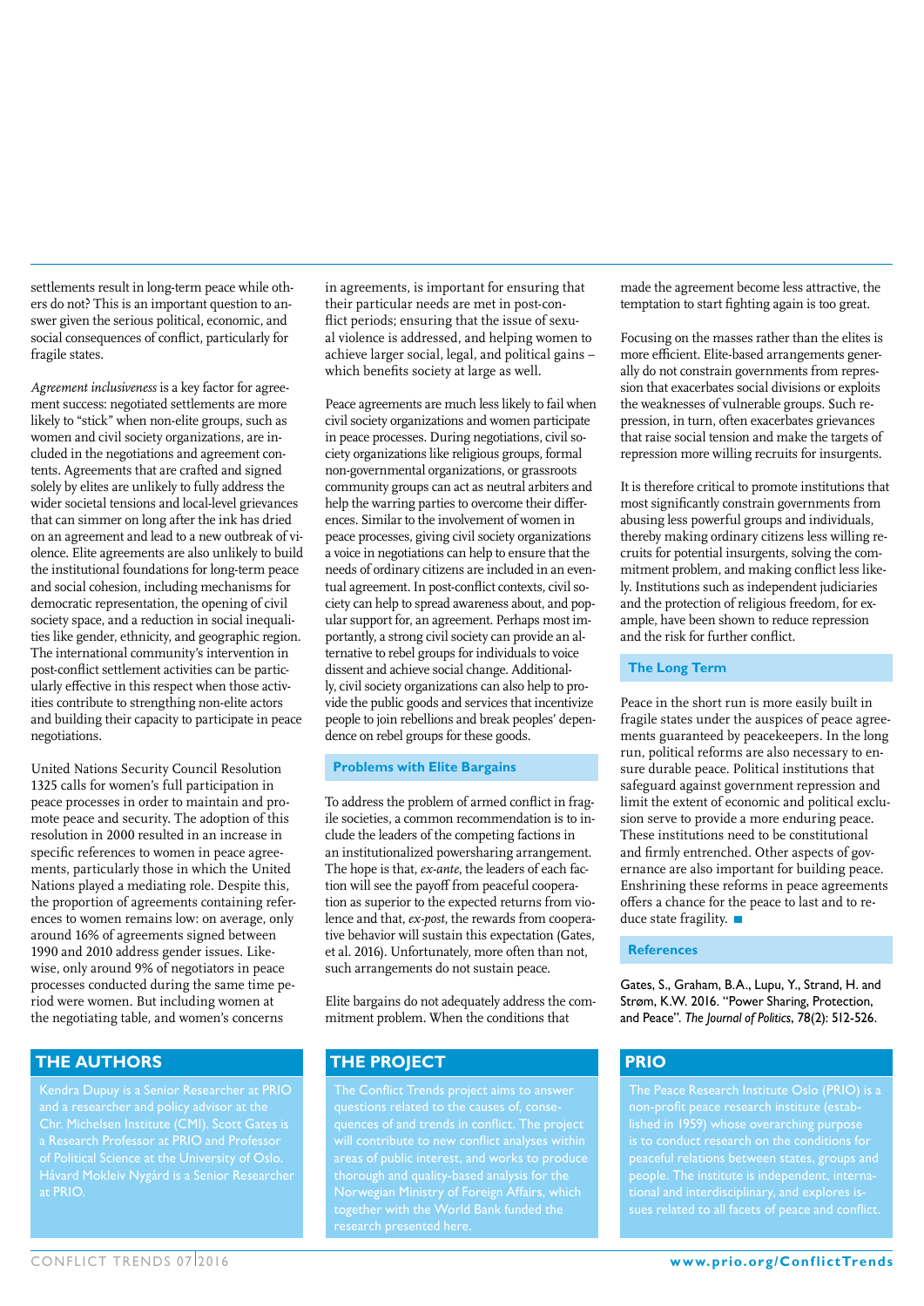settlements result in long-term peace while others do not? This is an important question to answer given the serious political, economic, and social consequences of conflict, particularly for fragile states.

*Agreement inclusiveness* is a key factor for agreement success: negotiated settlements are more likely to "stick" when non-elite groups, such as women and civil society organizations, are included in the negotiations and agreement contents. Agreements that are crafted and signed solely by elites are unlikely to fully address the wider societal tensions and local-level grievances that can simmer on long after the ink has dried on an agreement and lead to a new outbreak of violence. Elite agreements are also unlikely to build the institutional foundations for long-term peace and social cohesion, including mechanisms for democratic representation, the opening of civil society space, and a reduction in social inequalities like gender, ethnicity, and geographic region. The international community's intervention in post-conflict settlement activities can be particularly effective in this respect when those activities contribute to strengthening non-elite actors and building their capacity to participate in peace negotiations.

United Nations Security Council Resolution 1325 calls for women's full participation in peace processes in order to maintain and promote peace and security. The adoption of this resolution in 2000 resulted in an increase in specific references to women in peace agreements, particularly those in which the United Nations played a mediating role. Despite this, the proportion of agreements containing references to women remains low: on average, only around 16% of agreements signed between 1990 and 2010 address gender issues. Likewise, only around 9% of negotiators in peace processes conducted during the same time period were women. But including women at the negotiating table, and women's concerns in agreements, is important for ensuring that their particular needs are met in post-conflict periods; ensuring that the issue of sexual violence is addressed, and helping women to achieve larger social, legal, and political gains – which benefits society at large as well.

Peace agreements are much less likely to fail when civil society organizations and women participate in peace processes. During negotiations, civil society organizations like religious groups, formal non-governmental organizations, or grassroots community groups can act as neutral arbiters and help the warring parties to overcome their differences. Similar to the involvement of women in peace processes, giving civil society organizations a voice in negotiations can help to ensure that the needs of ordinary citizens are included in an eventual agreement. In post-conflict contexts, civil society can help to spread awareness about, and popular support for, an agreement. Perhaps most importantly, a strong civil society can provide an alternative to rebel groups for individuals to voice dissent and achieve social change. Additionally, civil society organizations can also help to provide the public goods and services that incentivize people to join rebellions and break peoples' dependence on rebel groups for these goods.

## Problems with Elite Bargains

To address the problem of armed conflict in fragile societies, a common recommendation is to include the leaders of the competing factions in an institutionalized powersharing arrangement. The hope is that, *ex-ante*, the leaders of each faction will see the payoff from peaceful cooperation as superior to the expected returns from violence and that, *ex-post*, the rewards from cooperative behavior will sustain this expectation (Gates, et al. 2016). Unfortunately, more often than not, such arrangements do not sustain peace.

Elite bargains do not adequately address the commitment problem. When the conditions that made the agreement become less attractive, the temptation to start fighting again is too great.

Focusing on the masses rather than the elites is more efficient. Elite-based arrangements generally do not constrain governments from repression that exacerbates social divisions or exploits the weaknesses of vulnerable groups. Such repression, in turn, often exacerbates grievances that raise social tension and make the targets of repression more willing recruits for insurgents.

It is therefore critical to promote institutions that most significantly constrain governments from abusing less powerful groups and individuals, thereby making ordinary citizens less willing recruits for potential insurgents, solving the commitment problem, and making conflict less likely. Institutions such as independent judiciaries and the protection of religious freedom, for example, have been shown to reduce repression and the risk for further conflict.

## The Long Term

Peace in the short run is more easily built in fragile states under the auspices of peace agreements guaranteed by peacekeepers. In the long run, political reforms are also necessary to ensure durable peace. Political institutions that safeguard against government repression and limit the extent of economic and political exclusion serve to provide a more enduring peace. These institutions need to be constitutional and firmly entrenched. Other aspects of governance are also important for building peace. Enshrining these reforms in peace agreements offers a chance for the peace to last and to reduce state fragility. ■

## References

Gates, S., Graham, B.A., Lupu, Y., Strand, H. and Strøm, K.W. 2016. "Power Sharing, Protection, and Peace". *The Journal of Politics*, 78(2): 512-526.

## THE AUTHORS

Kendra Dupuy is a Senior Researcher at PRIO and a researcher and policy advisor at the Chr. Michelsen Institute (CMI). Scott Gates is a Research Professor at PRIO and Professor of Political Science at the University of Oslo. Håvard Mokleiv Nygård is a Senior Researcher at PRIO.

## THE PROJECT

The Conflict Trends project aims to answer questions related to the causes of, consequences of and trends in conflict. The project will contribute to new conflict analyses within areas of public interest, and works to produce thorough and quality-based analysis for the Norwegian Ministry of Foreign Affairs, which together with the World Bank funded the research presented here.

## PRIO

The Peace Research Institute Oslo (PRIO) is a non-profit peace research institute (established in 1959) whose overarching purpose is to conduct research on the conditions for peaceful relations between states, groups and people. The institute is independent, international and interdisciplinary, and explores issues related to all facets of peace and conflict.